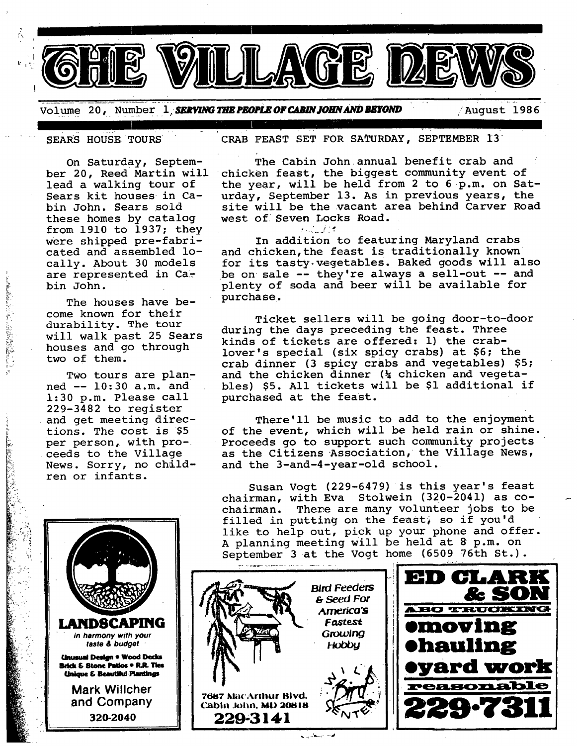# THE VILLAGE NEWS

Volume 20, Number 1, **SERVING THE PEOPLE OF CABIN JOHN AND BEYOND** August 1986

## SEARS HOUSE TOURS

On Saturday, September 20, Reed Martin will lead a walking tour of Sears kit houses in Cabin John. Sears sold these homes by catalog from 1910 to 1937; they were shipped pre-fabricated and assembled locally. About 30 models are represented in Cabin John.

The houses have become known for their durability. The tour will walk past 25 Sears houses and go through two of them.

Two tours are planned -- 10:30 a.m. and 1:30 p.m. Please call 229-3482 to register and get meeting directions. The cost is $5 per person, with proceeds to the Village News. Sorry, no children or infants.

## CRAB FEAST SET FOR SATURDAY, SEPTEMBER 13

The Cabin John annual benefit crab and chicken feast, the biggest community event of the year, will be held from 2 to 6 p.m. on Saturday, September 13. As in previous years, the site will be the vacant area behind Carver Road west of Seven Locks Road.

In addition to featuring Maryland crabs and chicken, the feast is traditionally known for its tasty vegetables. Baked goods will also be on sale -- they're always a sell-out -- and plenty of soda and beer will be available for purchase.

Ticket sellers will be going door-to-door during the days preceding the feast. Three kinds of tickets are offered: 1) the crab-lover's special (six spicy crabs) at $6; the crab dinner (3 spicy crabs and vegetables) $5; and the chicken dinner (½ chicken and vegetables) $5. All tickets will be $1 additional if purchased at the feast.

There'll be music to add to the enjoyment of the event, which will be held rain or shine. Proceeds go to support such community projects as the Citizens Association, the Village News, and the 3-and-4-year-old school.

Susan Vogt (229-6479) is this year's feast chairman, with Eva Stolwein (320-2041) as co-chairman. There are many volunteer jobs to be filled in putting on the feast, so if you'd like to help out, pick up your phone and offer. A planning meeting will be held at 8 p.m. on September 3 at the Vogt home (6509 76th St.).

---

**LANDSCAPING**

*in harmony with your taste & budget*

Unusual Design • Wood Decks
Brick & Stone Patios • R.R. Ties
Unique & Beautiful Plantings

Mark Willcher and Company
320-2040

---

Bird Feeders & Seed For America's Fastest Growing Hobby

Bird Center
7687 MacArthur Blvd.
Cabin John, MD 20818
**229-3141**

---

**ED CLARK & SON**

ABC TRUCKING

• moving
• hauling
• yard work

reasonable

**229-7311**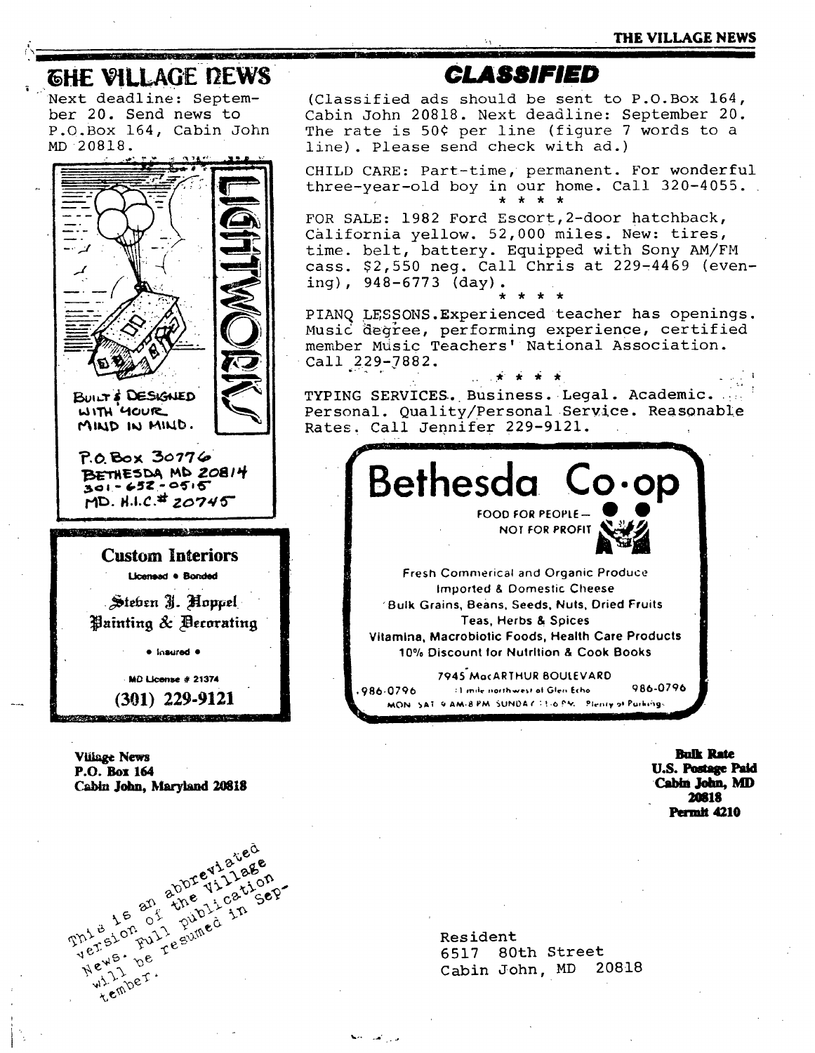# THE VILLAGE NEWS

Next deadline: September 20. Send news to P.O.Box 164, Cabin John MD 20818.

LIGHTWORKS

BUILT & DESIGNED WITH YOUR MIND IN MIND.

P.O. Box 30776
BETHESDA MD 20814
301-652-0515
MD. H.I.C.# 20745

**Custom Interiors**

Licensed • Bonded

Steben J. Hoppel
Painting & Decorating

• Insured •

MD License # 21374

**(301) 229-9121**

## CLASSIFIED

(Classified ads should be sent to P.O.Box 164, Cabin John 20818. Next deadline: September 20. The rate is 50¢ per line (figure 7 words to a line). Please send check with ad.)

CHILD CARE: Part-time, permanent. For wonderful three-year-old boy in our home. Call 320-4055.

* * * *

FOR SALE: 1982 Ford Escort, 2-door hatchback, California yellow. 52,000 miles. New: tires, time. belt, battery. Equipped with Sony AM/FM cass. $2,550 neg. Call Chris at 229-4469 (evening), 948-6773 (day).

* * * *

PIANO LESSONS. Experienced teacher has openings. Music degree, performing experience, certified member Music Teachers' National Association. Call 229-7882.

* * * *

TYPING SERVICES. Business. Legal. Academic. Personal. Quality/Personal Service. Reasonable Rates. Call Jennifer 229-9121.

**Bethesda Co•op**

FOOD FOR PEOPLE— NOT FOR PROFIT

Fresh Commerical and Organic Produce
Imported & Domestic Cheese
Bulk Grains, Beans, Seeds, Nuts, Dried Fruits
Teas, Herbs & Spices
Vitamins, Macrobiotic Foods, Health Care Products
10% Discount for Nutrition & Cook Books

7945 MacARTHUR BOULEVARD
986-0796 1 mile northwest of Glen Echo 986-0796
MON SAT 9 AM-8 PM SUNDAY 11-6 PM Plenty of Parking

**Village News**
**P.O. Box 164**
**Cabin John, Maryland 20818**

**Bulk Rate**
**U.S. Postage Paid**
**Cabin John, MD**
**20818**
**Permit 4210**

This is an abbreviated version of the Village News. Full publication will be resumed in September.

Resident
6517 80th Street
Cabin John, MD 20818